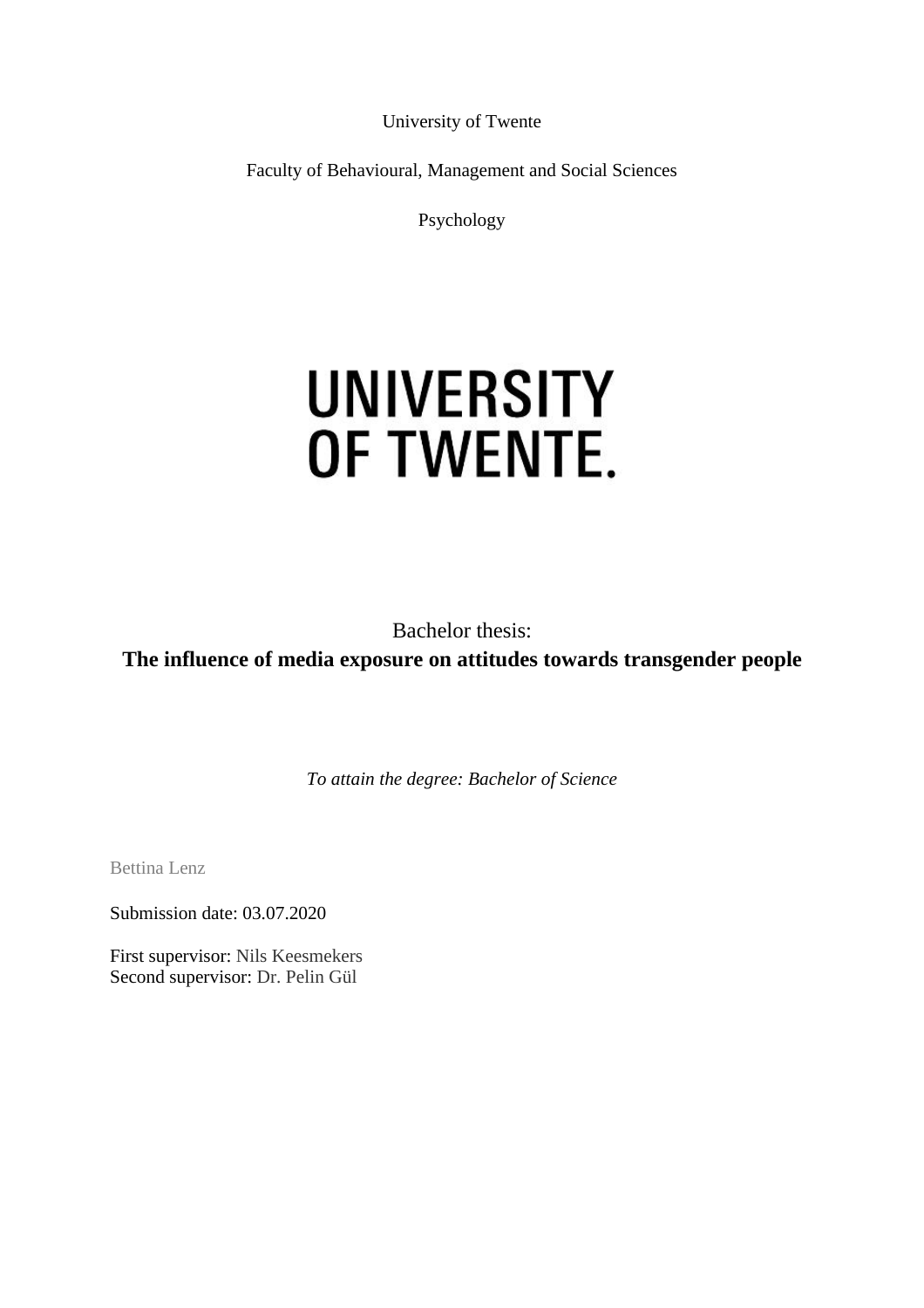University of Twente

Faculty of Behavioural, Management and Social Sciences

Psychology

UNIVERSITY OF TWENTE.

Bachelor thesis:

**The influence of media exposure on attitudes towards transgender people**

*To attain the degree: Bachelor of Science*

Bettina Lenz

Submission date: 03.07.2020

First supervisor: Nils Keesmekers
Second supervisor: Dr. Pelin Gül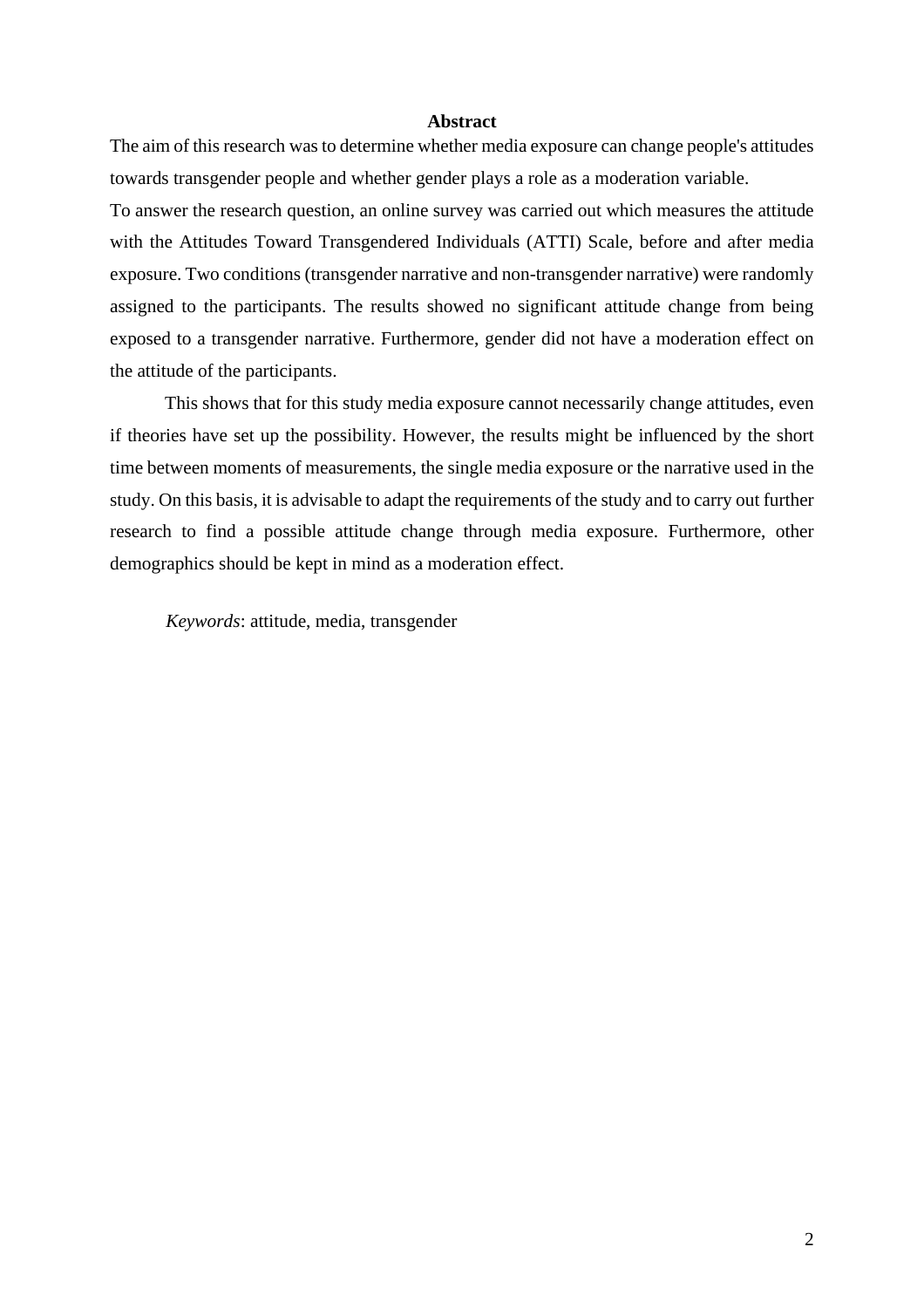## Abstract

The aim of this research was to determine whether media exposure can change people's attitudes towards transgender people and whether gender plays a role as a moderation variable.
To answer the research question, an online survey was carried out which measures the attitude with the Attitudes Toward Transgendered Individuals (ATTI) Scale, before and after media exposure. Two conditions (transgender narrative and non-transgender narrative) were randomly assigned to the participants. The results showed no significant attitude change from being exposed to a transgender narrative. Furthermore, gender did not have a moderation effect on the attitude of the participants.

This shows that for this study media exposure cannot necessarily change attitudes, even if theories have set up the possibility. However, the results might be influenced by the short time between moments of measurements, the single media exposure or the narrative used in the study. On this basis, it is advisable to adapt the requirements of the study and to carry out further research to find a possible attitude change through media exposure. Furthermore, other demographics should be kept in mind as a moderation effect.

*Keywords*: attitude, media, transgender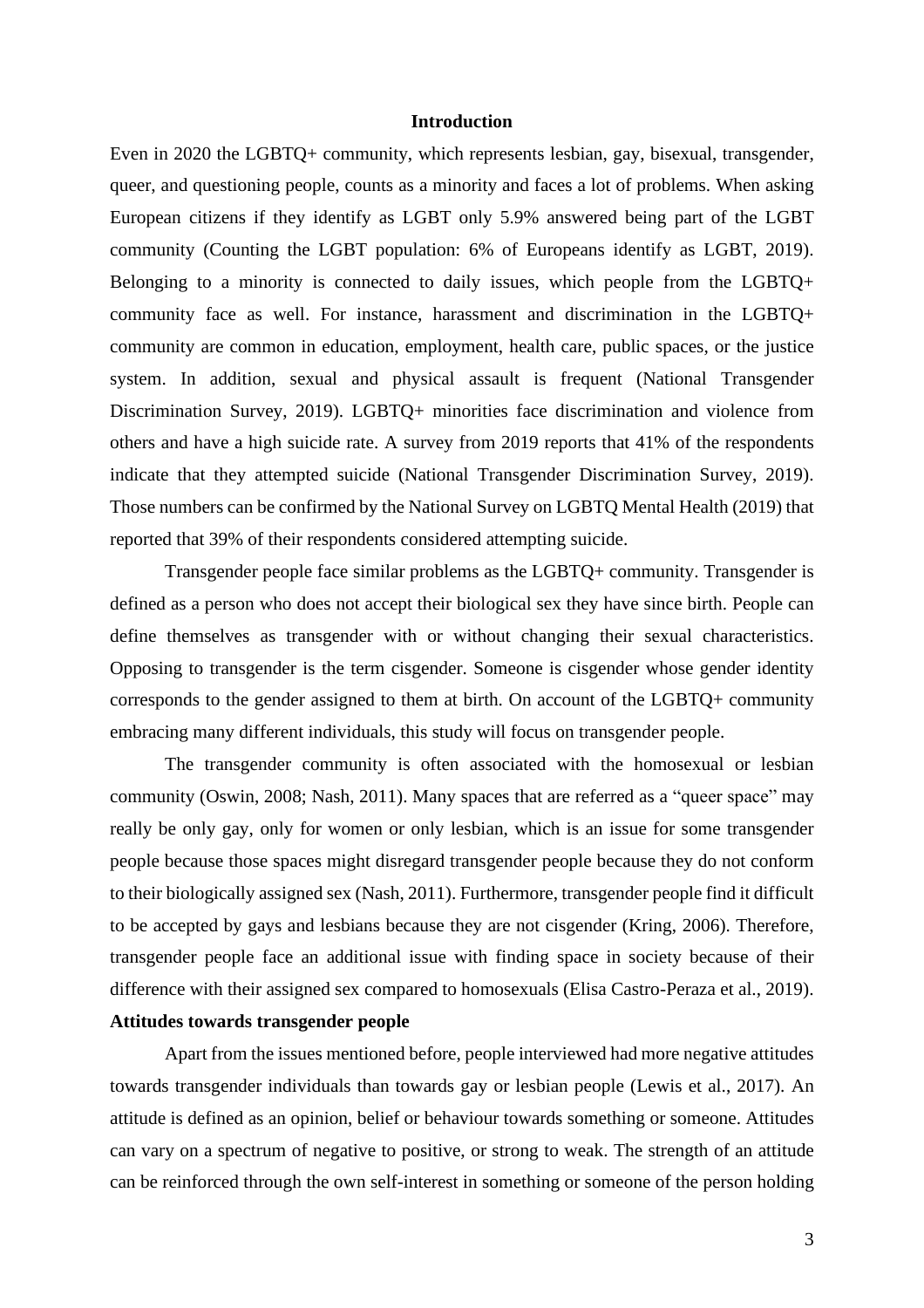## Introduction

Even in 2020 the LGBTQ+ community, which represents lesbian, gay, bisexual, transgender, queer, and questioning people, counts as a minority and faces a lot of problems. When asking European citizens if they identify as LGBT only 5.9% answered being part of the LGBT community (Counting the LGBT population: 6% of Europeans identify as LGBT, 2019). Belonging to a minority is connected to daily issues, which people from the LGBTQ+ community face as well. For instance, harassment and discrimination in the LGBTQ+ community are common in education, employment, health care, public spaces, or the justice system. In addition, sexual and physical assault is frequent (National Transgender Discrimination Survey, 2019). LGBTQ+ minorities face discrimination and violence from others and have a high suicide rate. A survey from 2019 reports that 41% of the respondents indicate that they attempted suicide (National Transgender Discrimination Survey, 2019). Those numbers can be confirmed by the National Survey on LGBTQ Mental Health (2019) that reported that 39% of their respondents considered attempting suicide.

Transgender people face similar problems as the LGBTQ+ community. Transgender is defined as a person who does not accept their biological sex they have since birth. People can define themselves as transgender with or without changing their sexual characteristics. Opposing to transgender is the term cisgender. Someone is cisgender whose gender identity corresponds to the gender assigned to them at birth. On account of the LGBTQ+ community embracing many different individuals, this study will focus on transgender people.

The transgender community is often associated with the homosexual or lesbian community (Oswin, 2008; Nash, 2011). Many spaces that are referred as a "queer space" may really be only gay, only for women or only lesbian, which is an issue for some transgender people because those spaces might disregard transgender people because they do not conform to their biologically assigned sex (Nash, 2011). Furthermore, transgender people find it difficult to be accepted by gays and lesbians because they are not cisgender (Kring, 2006). Therefore, transgender people face an additional issue with finding space in society because of their difference with their assigned sex compared to homosexuals (Elisa Castro-Peraza et al., 2019).

### Attitudes towards transgender people

Apart from the issues mentioned before, people interviewed had more negative attitudes towards transgender individuals than towards gay or lesbian people (Lewis et al., 2017). An attitude is defined as an opinion, belief or behaviour towards something or someone. Attitudes can vary on a spectrum of negative to positive, or strong to weak. The strength of an attitude can be reinforced through the own self-interest in something or someone of the person holding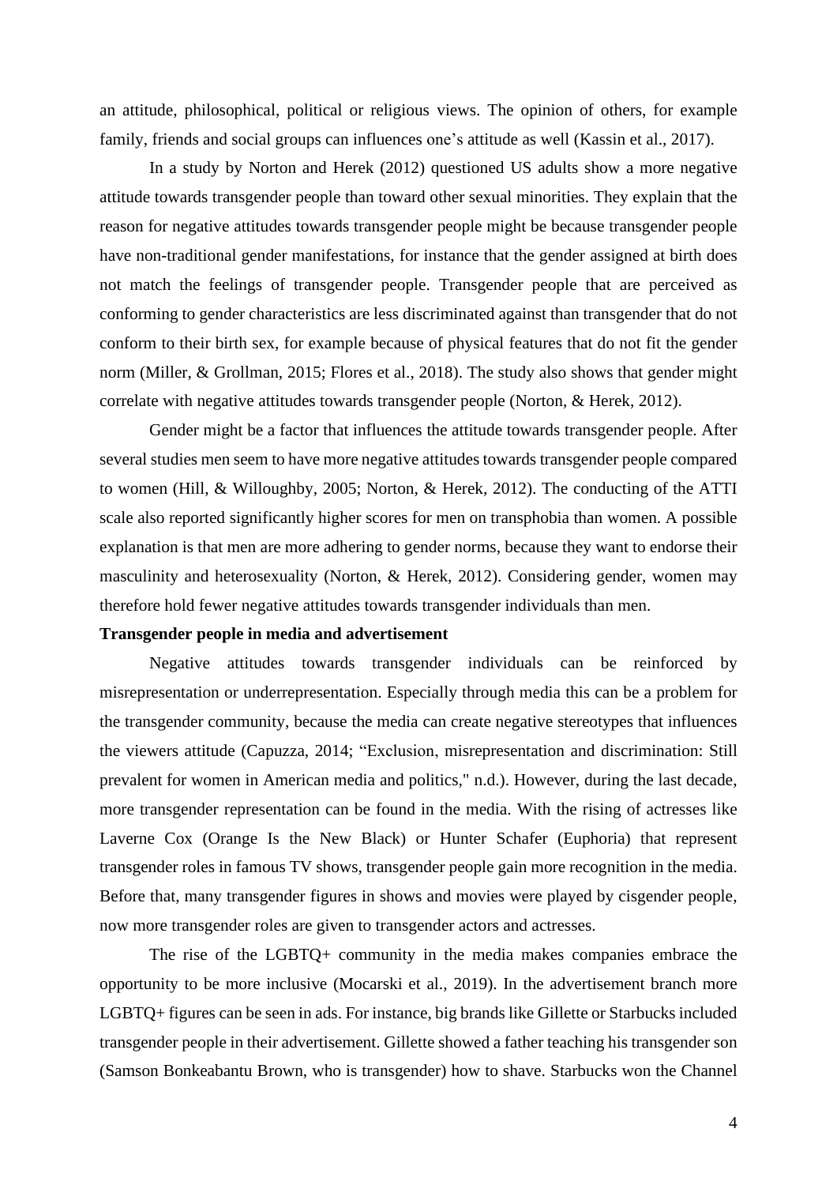an attitude, philosophical, political or religious views. The opinion of others, for example family, friends and social groups can influences one's attitude as well (Kassin et al., 2017).

In a study by Norton and Herek (2012) questioned US adults show a more negative attitude towards transgender people than toward other sexual minorities. They explain that the reason for negative attitudes towards transgender people might be because transgender people have non-traditional gender manifestations, for instance that the gender assigned at birth does not match the feelings of transgender people. Transgender people that are perceived as conforming to gender characteristics are less discriminated against than transgender that do not conform to their birth sex, for example because of physical features that do not fit the gender norm (Miller, & Grollman, 2015; Flores et al., 2018). The study also shows that gender might correlate with negative attitudes towards transgender people (Norton, & Herek, 2012).

Gender might be a factor that influences the attitude towards transgender people. After several studies men seem to have more negative attitudes towards transgender people compared to women (Hill, & Willoughby, 2005; Norton, & Herek, 2012). The conducting of the ATTI scale also reported significantly higher scores for men on transphobia than women. A possible explanation is that men are more adhering to gender norms, because they want to endorse their masculinity and heterosexuality (Norton, & Herek, 2012). Considering gender, women may therefore hold fewer negative attitudes towards transgender individuals than men.

**Transgender people in media and advertisement**

Negative attitudes towards transgender individuals can be reinforced by misrepresentation or underrepresentation. Especially through media this can be a problem for the transgender community, because the media can create negative stereotypes that influences the viewers attitude (Capuzza, 2014; "Exclusion, misrepresentation and discrimination: Still prevalent for women in American media and politics," n.d.). However, during the last decade, more transgender representation can be found in the media. With the rising of actresses like Laverne Cox (Orange Is the New Black) or Hunter Schafer (Euphoria) that represent transgender roles in famous TV shows, transgender people gain more recognition in the media. Before that, many transgender figures in shows and movies were played by cisgender people, now more transgender roles are given to transgender actors and actresses.

The rise of the LGBTQ+ community in the media makes companies embrace the opportunity to be more inclusive (Mocarski et al., 2019). In the advertisement branch more LGBTQ+ figures can be seen in ads. For instance, big brands like Gillette or Starbucks included transgender people in their advertisement. Gillette showed a father teaching his transgender son (Samson Bonkeabantu Brown, who is transgender) how to shave. Starbucks won the Channel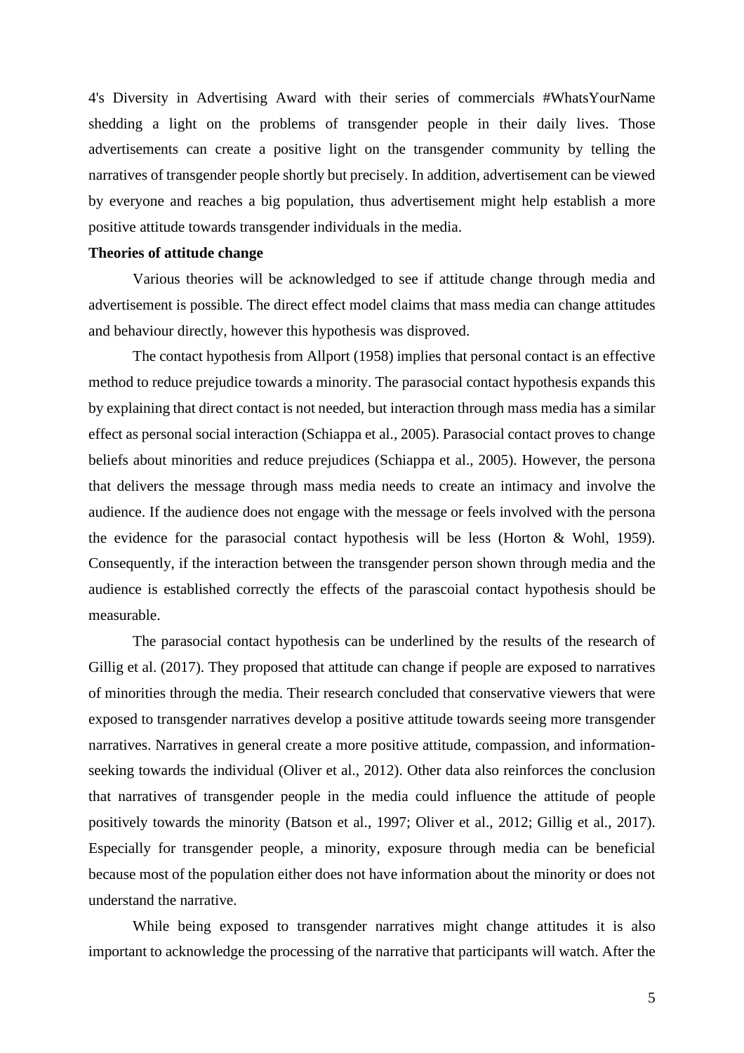4's Diversity in Advertising Award with their series of commercials #WhatsYourName shedding a light on the problems of transgender people in their daily lives. Those advertisements can create a positive light on the transgender community by telling the narratives of transgender people shortly but precisely. In addition, advertisement can be viewed by everyone and reaches a big population, thus advertisement might help establish a more positive attitude towards transgender individuals in the media.

**Theories of attitude change**

Various theories will be acknowledged to see if attitude change through media and advertisement is possible. The direct effect model claims that mass media can change attitudes and behaviour directly, however this hypothesis was disproved.

The contact hypothesis from Allport (1958) implies that personal contact is an effective method to reduce prejudice towards a minority. The parasocial contact hypothesis expands this by explaining that direct contact is not needed, but interaction through mass media has a similar effect as personal social interaction (Schiappa et al., 2005). Parasocial contact proves to change beliefs about minorities and reduce prejudices (Schiappa et al., 2005). However, the persona that delivers the message through mass media needs to create an intimacy and involve the audience. If the audience does not engage with the message or feels involved with the persona the evidence for the parasocial contact hypothesis will be less (Horton & Wohl, 1959). Consequently, if the interaction between the transgender person shown through media and the audience is established correctly the effects of the parascoial contact hypothesis should be measurable.

The parasocial contact hypothesis can be underlined by the results of the research of Gillig et al. (2017). They proposed that attitude can change if people are exposed to narratives of minorities through the media. Their research concluded that conservative viewers that were exposed to transgender narratives develop a positive attitude towards seeing more transgender narratives. Narratives in general create a more positive attitude, compassion, and information-seeking towards the individual (Oliver et al., 2012). Other data also reinforces the conclusion that narratives of transgender people in the media could influence the attitude of people positively towards the minority (Batson et al., 1997; Oliver et al., 2012; Gillig et al., 2017). Especially for transgender people, a minority, exposure through media can be beneficial because most of the population either does not have information about the minority or does not understand the narrative.

While being exposed to transgender narratives might change attitudes it is also important to acknowledge the processing of the narrative that participants will watch. After the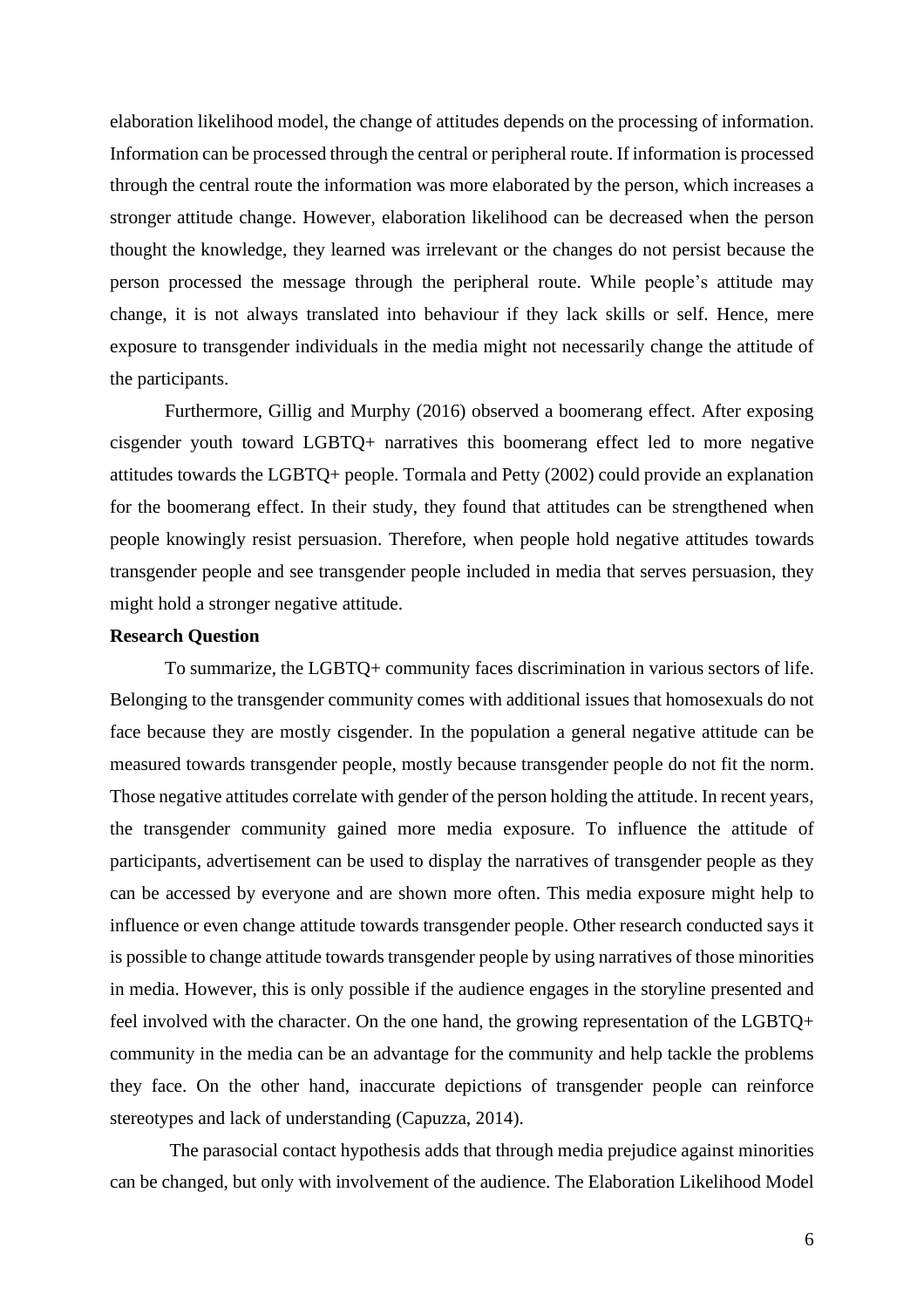elaboration likelihood model, the change of attitudes depends on the processing of information. Information can be processed through the central or peripheral route. If information is processed through the central route the information was more elaborated by the person, which increases a stronger attitude change. However, elaboration likelihood can be decreased when the person thought the knowledge, they learned was irrelevant or the changes do not persist because the person processed the message through the peripheral route. While people's attitude may change, it is not always translated into behaviour if they lack skills or self. Hence, mere exposure to transgender individuals in the media might not necessarily change the attitude of the participants.

Furthermore, Gillig and Murphy (2016) observed a boomerang effect. After exposing cisgender youth toward LGBTQ+ narratives this boomerang effect led to more negative attitudes towards the LGBTQ+ people. Tormala and Petty (2002) could provide an explanation for the boomerang effect. In their study, they found that attitudes can be strengthened when people knowingly resist persuasion. Therefore, when people hold negative attitudes towards transgender people and see transgender people included in media that serves persuasion, they might hold a stronger negative attitude.

**Research Question**

To summarize, the LGBTQ+ community faces discrimination in various sectors of life. Belonging to the transgender community comes with additional issues that homosexuals do not face because they are mostly cisgender. In the population a general negative attitude can be measured towards transgender people, mostly because transgender people do not fit the norm. Those negative attitudes correlate with gender of the person holding the attitude. In recent years, the transgender community gained more media exposure. To influence the attitude of participants, advertisement can be used to display the narratives of transgender people as they can be accessed by everyone and are shown more often. This media exposure might help to influence or even change attitude towards transgender people. Other research conducted says it is possible to change attitude towards transgender people by using narratives of those minorities in media. However, this is only possible if the audience engages in the storyline presented and feel involved with the character. On the one hand, the growing representation of the LGBTQ+ community in the media can be an advantage for the community and help tackle the problems they face. On the other hand, inaccurate depictions of transgender people can reinforce stereotypes and lack of understanding (Capuzza, 2014).

The parasocial contact hypothesis adds that through media prejudice against minorities can be changed, but only with involvement of the audience. The Elaboration Likelihood Model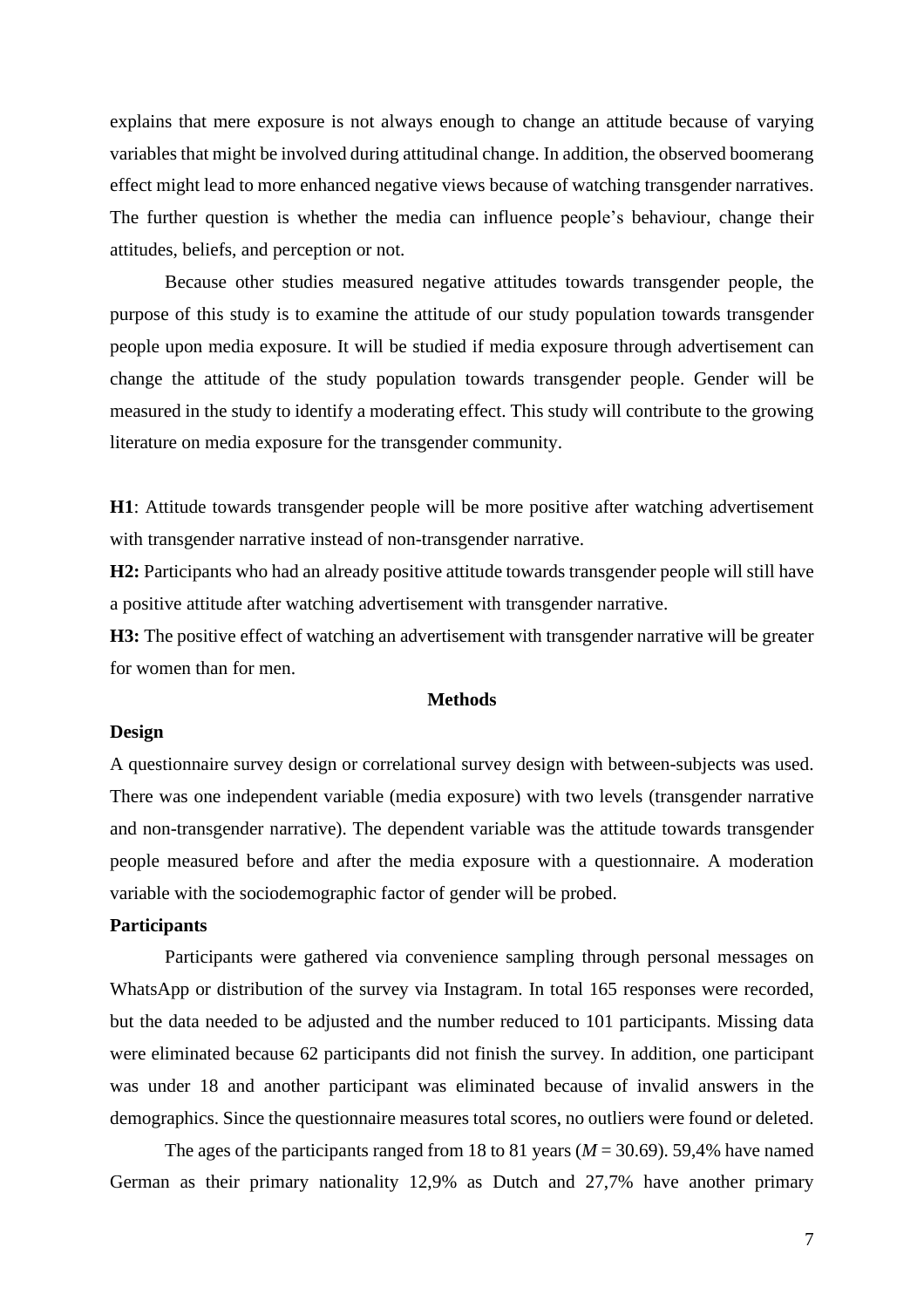explains that mere exposure is not always enough to change an attitude because of varying variables that might be involved during attitudinal change. In addition, the observed boomerang effect might lead to more enhanced negative views because of watching transgender narratives. The further question is whether the media can influence people's behaviour, change their attitudes, beliefs, and perception or not.

Because other studies measured negative attitudes towards transgender people, the purpose of this study is to examine the attitude of our study population towards transgender people upon media exposure. It will be studied if media exposure through advertisement can change the attitude of the study population towards transgender people. Gender will be measured in the study to identify a moderating effect. This study will contribute to the growing literature on media exposure for the transgender community.

**H1**: Attitude towards transgender people will be more positive after watching advertisement with transgender narrative instead of non-transgender narrative.

**H2:** Participants who had an already positive attitude towards transgender people will still have a positive attitude after watching advertisement with transgender narrative.

**H3:** The positive effect of watching an advertisement with transgender narrative will be greater for women than for men.

## Methods

### Design

A questionnaire survey design or correlational survey design with between-subjects was used. There was one independent variable (media exposure) with two levels (transgender narrative and non-transgender narrative). The dependent variable was the attitude towards transgender people measured before and after the media exposure with a questionnaire. A moderation variable with the sociodemographic factor of gender will be probed.

### Participants

Participants were gathered via convenience sampling through personal messages on WhatsApp or distribution of the survey via Instagram. In total 165 responses were recorded, but the data needed to be adjusted and the number reduced to 101 participants. Missing data were eliminated because 62 participants did not finish the survey. In addition, one participant was under 18 and another participant was eliminated because of invalid answers in the demographics. Since the questionnaire measures total scores, no outliers were found or deleted.

The ages of the participants ranged from 18 to 81 years ($M$ = 30.69). 59,4% have named German as their primary nationality 12,9% as Dutch and 27,7% have another primary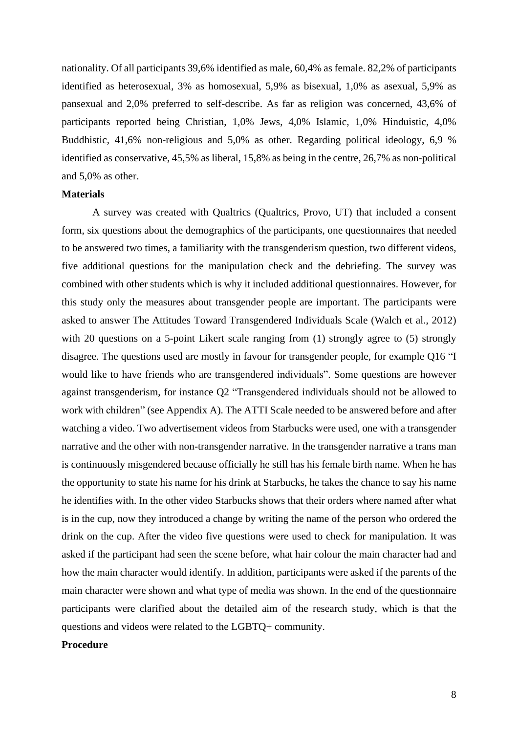nationality. Of all participants 39,6% identified as male, 60,4% as female. 82,2% of participants identified as heterosexual, 3% as homosexual, 5,9% as bisexual, 1,0% as asexual, 5,9% as pansexual and 2,0% preferred to self-describe. As far as religion was concerned, 43,6% of participants reported being Christian, 1,0% Jews, 4,0% Islamic, 1,0% Hinduistic, 4,0% Buddhistic, 41,6% non-religious and 5,0% as other. Regarding political ideology, 6,9 % identified as conservative, 45,5% as liberal, 15,8% as being in the centre, 26,7% as non-political and 5,0% as other.

**Materials**

A survey was created with Qualtrics (Qualtrics, Provo, UT) that included a consent form, six questions about the demographics of the participants, one questionnaires that needed to be answered two times, a familiarity with the transgenderism question, two different videos, five additional questions for the manipulation check and the debriefing. The survey was combined with other students which is why it included additional questionnaires. However, for this study only the measures about transgender people are important. The participants were asked to answer The Attitudes Toward Transgendered Individuals Scale (Walch et al., 2012) with 20 questions on a 5-point Likert scale ranging from (1) strongly agree to (5) strongly disagree. The questions used are mostly in favour for transgender people, for example Q16 "I would like to have friends who are transgendered individuals". Some questions are however against transgenderism, for instance Q2 "Transgendered individuals should not be allowed to work with children" (see Appendix A). The ATTI Scale needed to be answered before and after watching a video. Two advertisement videos from Starbucks were used, one with a transgender narrative and the other with non-transgender narrative. In the transgender narrative a trans man is continuously misgendered because officially he still has his female birth name. When he has the opportunity to state his name for his drink at Starbucks, he takes the chance to say his name he identifies with. In the other video Starbucks shows that their orders where named after what is in the cup, now they introduced a change by writing the name of the person who ordered the drink on the cup. After the video five questions were used to check for manipulation. It was asked if the participant had seen the scene before, what hair colour the main character had and how the main character would identify. In addition, participants were asked if the parents of the main character were shown and what type of media was shown. In the end of the questionnaire participants were clarified about the detailed aim of the research study, which is that the questions and videos were related to the LGBTQ+ community.

**Procedure**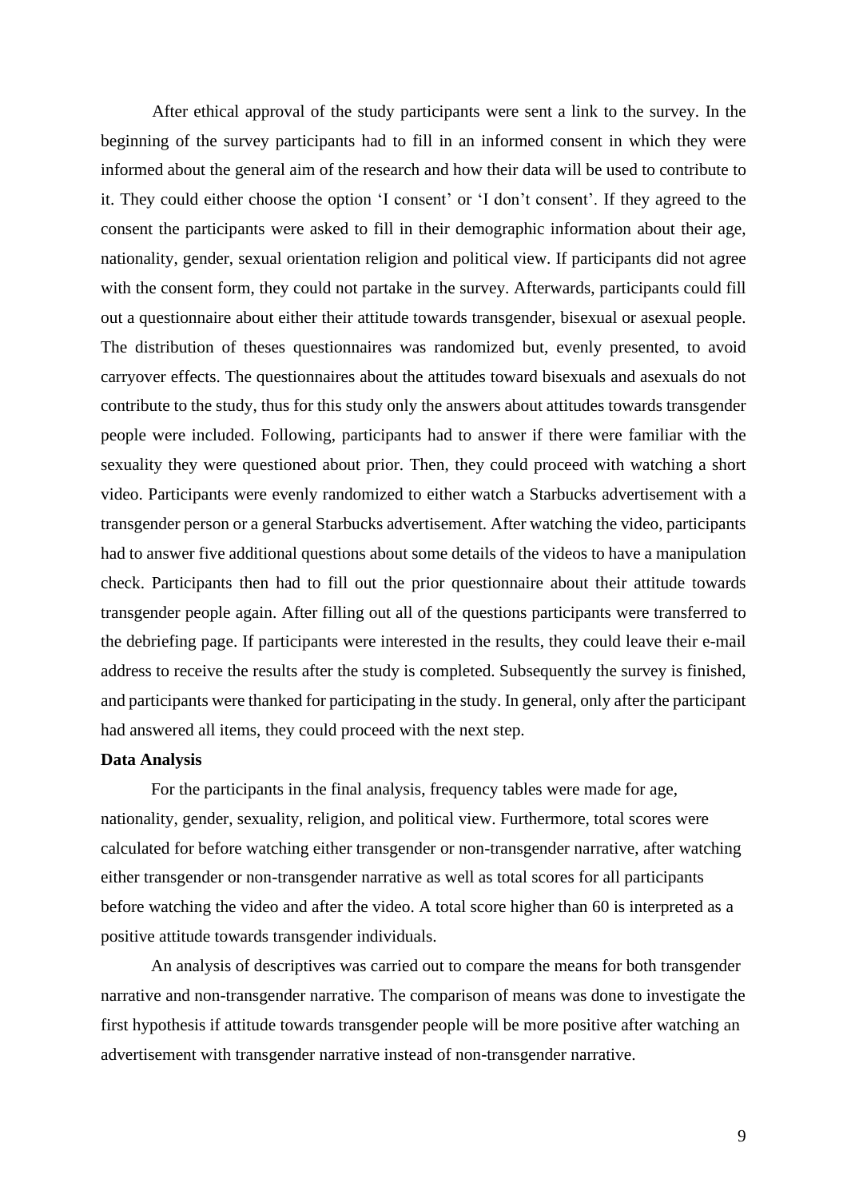After ethical approval of the study participants were sent a link to the survey. In the beginning of the survey participants had to fill in an informed consent in which they were informed about the general aim of the research and how their data will be used to contribute to it. They could either choose the option 'I consent' or 'I don't consent'. If they agreed to the consent the participants were asked to fill in their demographic information about their age, nationality, gender, sexual orientation religion and political view. If participants did not agree with the consent form, they could not partake in the survey. Afterwards, participants could fill out a questionnaire about either their attitude towards transgender, bisexual or asexual people. The distribution of theses questionnaires was randomized but, evenly presented, to avoid carryover effects. The questionnaires about the attitudes toward bisexuals and asexuals do not contribute to the study, thus for this study only the answers about attitudes towards transgender people were included. Following, participants had to answer if there were familiar with the sexuality they were questioned about prior. Then, they could proceed with watching a short video. Participants were evenly randomized to either watch a Starbucks advertisement with a transgender person or a general Starbucks advertisement. After watching the video, participants had to answer five additional questions about some details of the videos to have a manipulation check. Participants then had to fill out the prior questionnaire about their attitude towards transgender people again. After filling out all of the questions participants were transferred to the debriefing page. If participants were interested in the results, they could leave their e-mail address to receive the results after the study is completed. Subsequently the survey is finished, and participants were thanked for participating in the study. In general, only after the participant had answered all items, they could proceed with the next step.

**Data Analysis**

For the participants in the final analysis, frequency tables were made for age, nationality, gender, sexuality, religion, and political view. Furthermore, total scores were calculated for before watching either transgender or non-transgender narrative, after watching either transgender or non-transgender narrative as well as total scores for all participants before watching the video and after the video. A total score higher than 60 is interpreted as a positive attitude towards transgender individuals.

An analysis of descriptives was carried out to compare the means for both transgender narrative and non-transgender narrative. The comparison of means was done to investigate the first hypothesis if attitude towards transgender people will be more positive after watching an advertisement with transgender narrative instead of non-transgender narrative.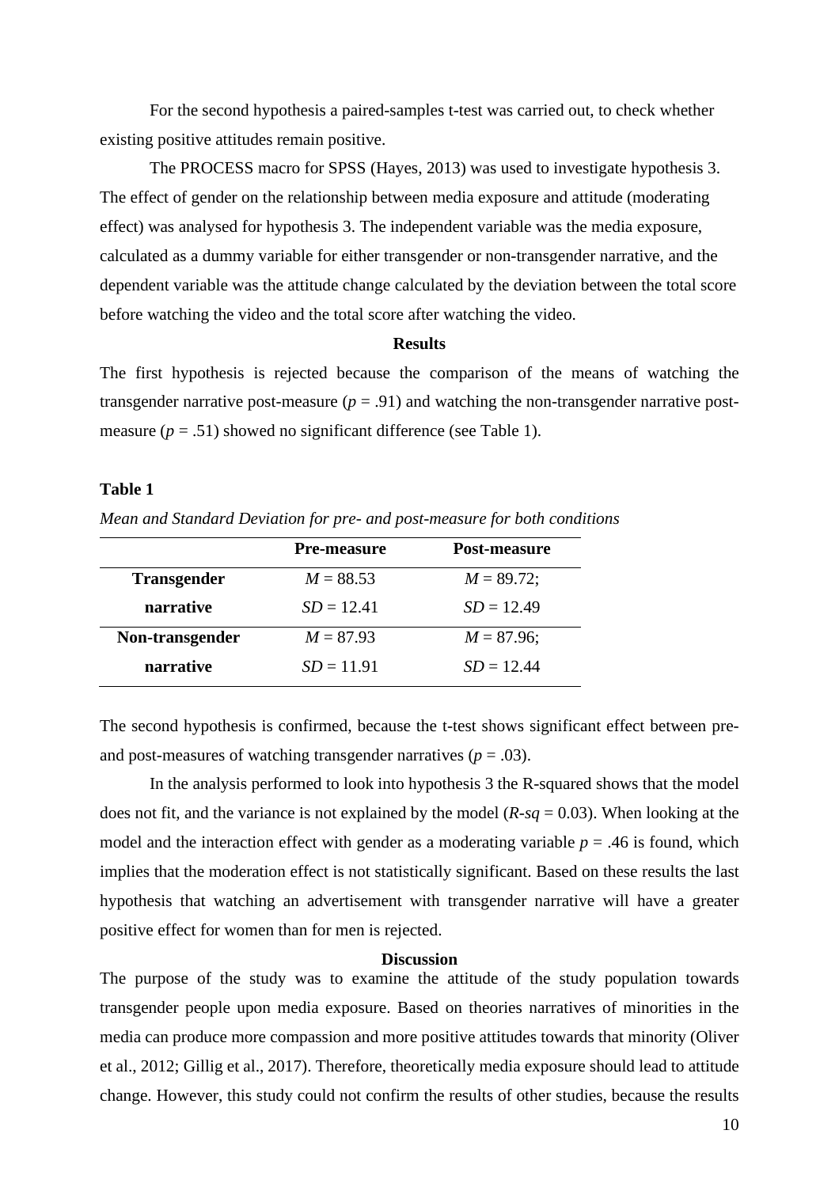For the second hypothesis a paired-samples t-test was carried out, to check whether existing positive attitudes remain positive.

The PROCESS macro for SPSS (Hayes, 2013) was used to investigate hypothesis 3. The effect of gender on the relationship between media exposure and attitude (moderating effect) was analysed for hypothesis 3. The independent variable was the media exposure, calculated as a dummy variable for either transgender or non-transgender narrative, and the dependent variable was the attitude change calculated by the deviation between the total score before watching the video and the total score after watching the video.

## Results

The first hypothesis is rejected because the comparison of the means of watching the transgender narrative post-measure ($p$ = .91) and watching the non-transgender narrative post-measure ($p$ = .51) showed no significant difference (see Table 1).

**Table 1**

*Mean and Standard Deviation for pre- and post-measure for both conditions*

| | **Pre-measure** | **Post-measure** |
|---|---|---|
| **Transgender narrative** | $M$ = 88.53<br>$SD$ = 12.41 | $M$ = 89.72;<br>$SD$ = 12.49 |
| **Non-transgender narrative** | $M$ = 87.93<br>$SD$ = 11.91 | $M$ = 87.96;<br>$SD$ = 12.44 |

The second hypothesis is confirmed, because the t-test shows significant effect between pre- and post-measures of watching transgender narratives ($p$ = .03).

In the analysis performed to look into hypothesis 3 the R-squared shows that the model does not fit, and the variance is not explained by the model ($R\text{-}sq$ = 0.03). When looking at the model and the interaction effect with gender as a moderating variable $p$ = .46 is found, which implies that the moderation effect is not statistically significant. Based on these results the last hypothesis that watching an advertisement with transgender narrative will have a greater positive effect for women than for men is rejected.

## Discussion

The purpose of the study was to examine the attitude of the study population towards transgender people upon media exposure. Based on theories narratives of minorities in the media can produce more compassion and more positive attitudes towards that minority (Oliver et al., 2012; Gillig et al., 2017). Therefore, theoretically media exposure should lead to attitude change. However, this study could not confirm the results of other studies, because the results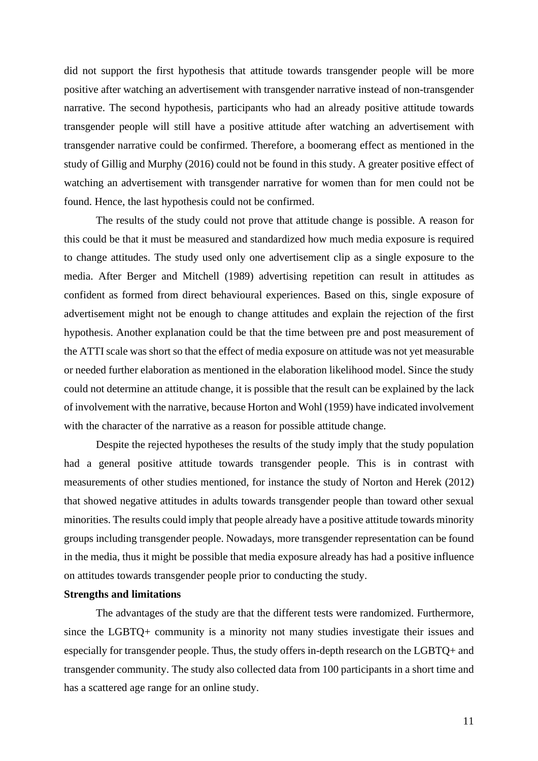did not support the first hypothesis that attitude towards transgender people will be more positive after watching an advertisement with transgender narrative instead of non-transgender narrative. The second hypothesis, participants who had an already positive attitude towards transgender people will still have a positive attitude after watching an advertisement with transgender narrative could be confirmed. Therefore, a boomerang effect as mentioned in the study of Gillig and Murphy (2016) could not be found in this study. A greater positive effect of watching an advertisement with transgender narrative for women than for men could not be found. Hence, the last hypothesis could not be confirmed.

The results of the study could not prove that attitude change is possible. A reason for this could be that it must be measured and standardized how much media exposure is required to change attitudes. The study used only one advertisement clip as a single exposure to the media. After Berger and Mitchell (1989) advertising repetition can result in attitudes as confident as formed from direct behavioural experiences. Based on this, single exposure of advertisement might not be enough to change attitudes and explain the rejection of the first hypothesis. Another explanation could be that the time between pre and post measurement of the ATTI scale was short so that the effect of media exposure on attitude was not yet measurable or needed further elaboration as mentioned in the elaboration likelihood model. Since the study could not determine an attitude change, it is possible that the result can be explained by the lack of involvement with the narrative, because Horton and Wohl (1959) have indicated involvement with the character of the narrative as a reason for possible attitude change.

Despite the rejected hypotheses the results of the study imply that the study population had a general positive attitude towards transgender people. This is in contrast with measurements of other studies mentioned, for instance the study of Norton and Herek (2012) that showed negative attitudes in adults towards transgender people than toward other sexual minorities. The results could imply that people already have a positive attitude towards minority groups including transgender people. Nowadays, more transgender representation can be found in the media, thus it might be possible that media exposure already has had a positive influence on attitudes towards transgender people prior to conducting the study.

**Strengths and limitations**

The advantages of the study are that the different tests were randomized. Furthermore, since the LGBTQ+ community is a minority not many studies investigate their issues and especially for transgender people. Thus, the study offers in-depth research on the LGBTQ+ and transgender community. The study also collected data from 100 participants in a short time and has a scattered age range for an online study.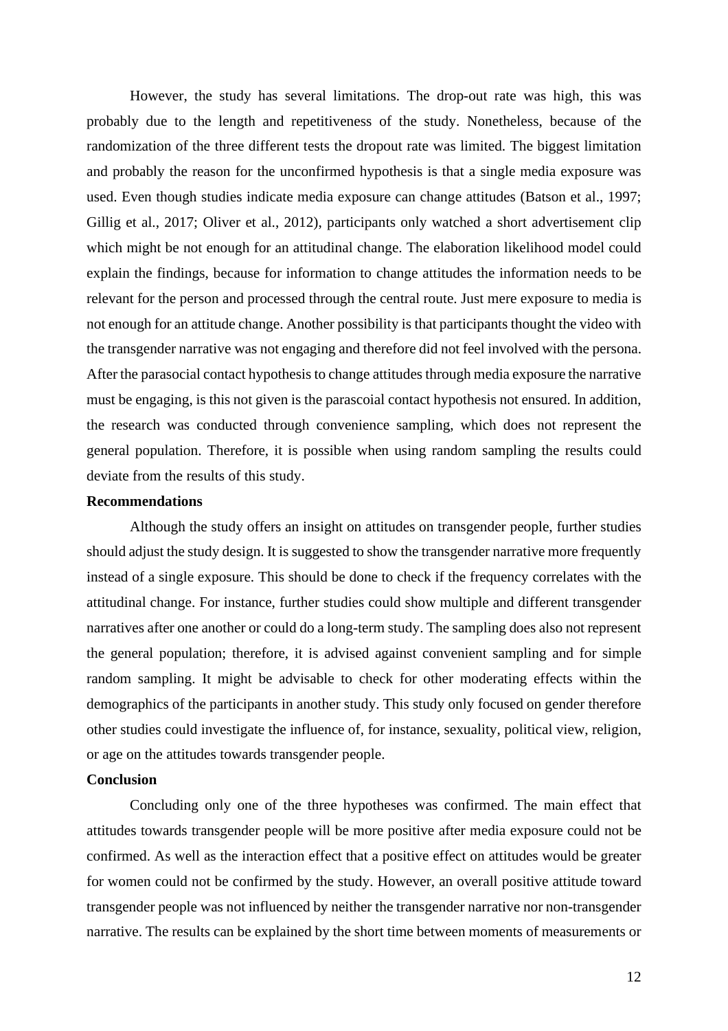However, the study has several limitations. The drop-out rate was high, this was probably due to the length and repetitiveness of the study. Nonetheless, because of the randomization of the three different tests the dropout rate was limited. The biggest limitation and probably the reason for the unconfirmed hypothesis is that a single media exposure was used. Even though studies indicate media exposure can change attitudes (Batson et al., 1997; Gillig et al., 2017; Oliver et al., 2012), participants only watched a short advertisement clip which might be not enough for an attitudinal change. The elaboration likelihood model could explain the findings, because for information to change attitudes the information needs to be relevant for the person and processed through the central route. Just mere exposure to media is not enough for an attitude change. Another possibility is that participants thought the video with the transgender narrative was not engaging and therefore did not feel involved with the persona. After the parasocial contact hypothesis to change attitudes through media exposure the narrative must be engaging, is this not given is the parascoial contact hypothesis not ensured. In addition, the research was conducted through convenience sampling, which does not represent the general population. Therefore, it is possible when using random sampling the results could deviate from the results of this study.

**Recommendations**

Although the study offers an insight on attitudes on transgender people, further studies should adjust the study design. It is suggested to show the transgender narrative more frequently instead of a single exposure. This should be done to check if the frequency correlates with the attitudinal change. For instance, further studies could show multiple and different transgender narratives after one another or could do a long-term study. The sampling does also not represent the general population; therefore, it is advised against convenient sampling and for simple random sampling. It might be advisable to check for other moderating effects within the demographics of the participants in another study. This study only focused on gender therefore other studies could investigate the influence of, for instance, sexuality, political view, religion, or age on the attitudes towards transgender people.

**Conclusion**

Concluding only one of the three hypotheses was confirmed. The main effect that attitudes towards transgender people will be more positive after media exposure could not be confirmed. As well as the interaction effect that a positive effect on attitudes would be greater for women could not be confirmed by the study. However, an overall positive attitude toward transgender people was not influenced by neither the transgender narrative nor non-transgender narrative. The results can be explained by the short time between moments of measurements or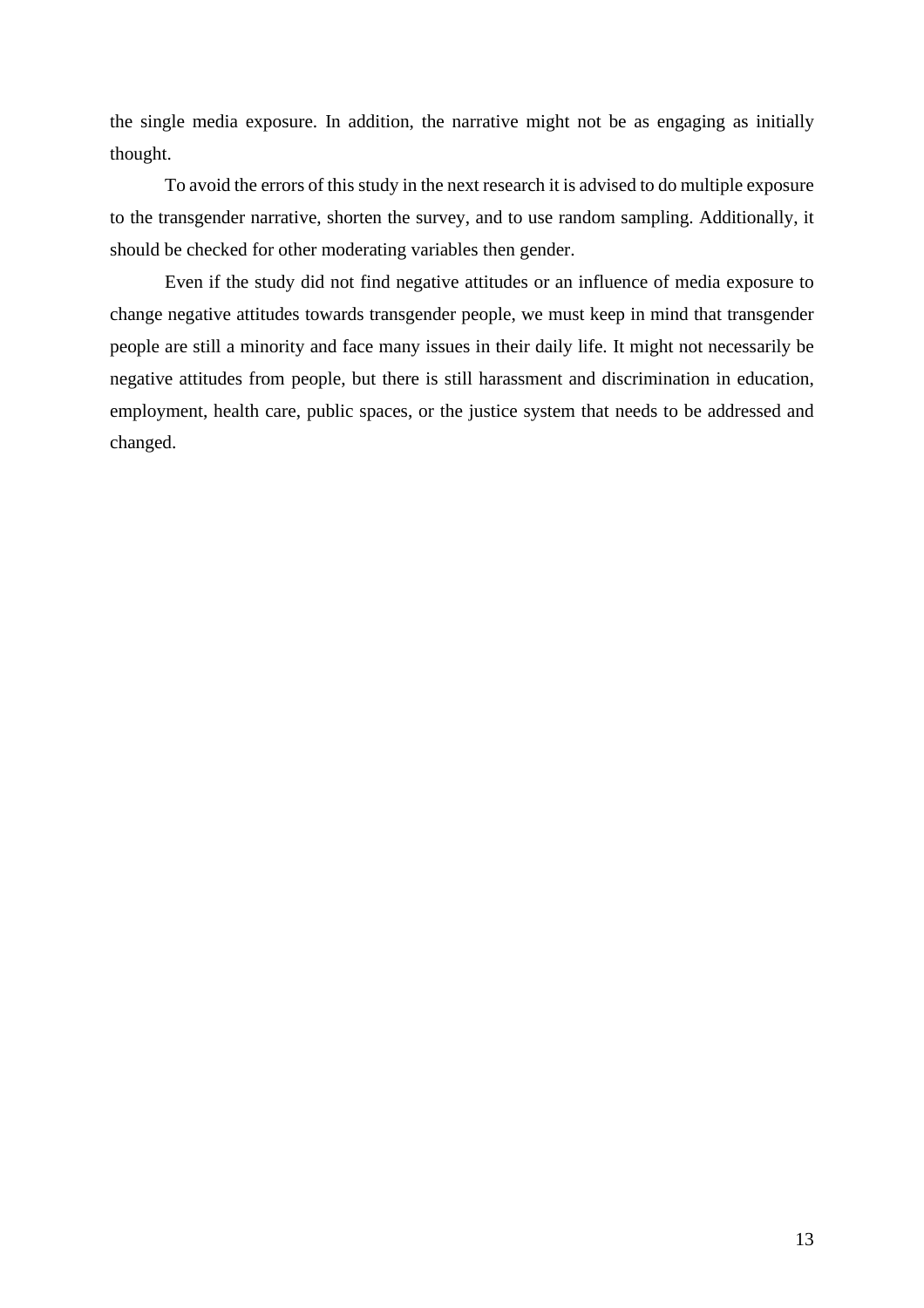the single media exposure. In addition, the narrative might not be as engaging as initially thought.

To avoid the errors of this study in the next research it is advised to do multiple exposure to the transgender narrative, shorten the survey, and to use random sampling. Additionally, it should be checked for other moderating variables then gender.

Even if the study did not find negative attitudes or an influence of media exposure to change negative attitudes towards transgender people, we must keep in mind that transgender people are still a minority and face many issues in their daily life. It might not necessarily be negative attitudes from people, but there is still harassment and discrimination in education, employment, health care, public spaces, or the justice system that needs to be addressed and changed.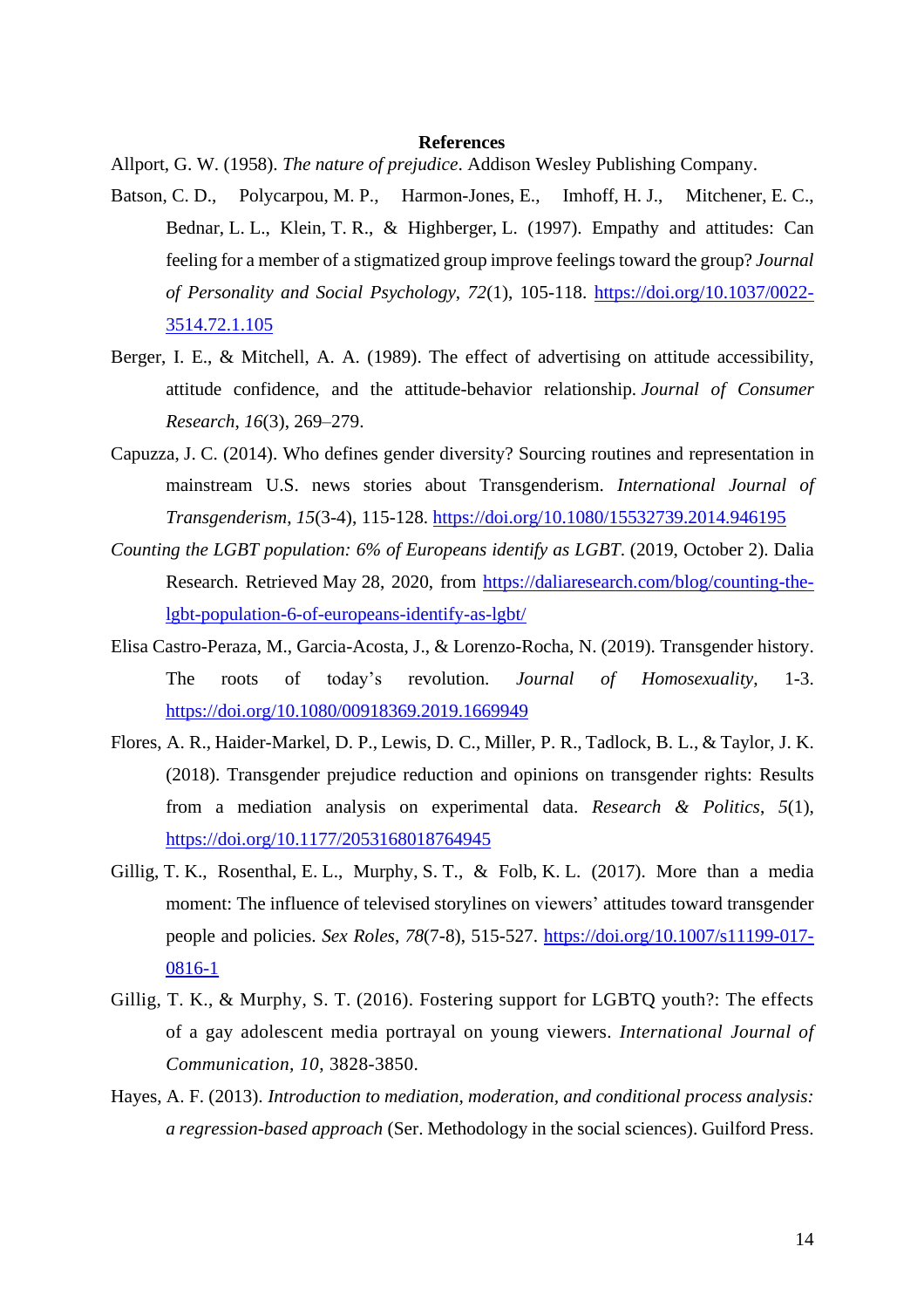## References

Allport, G. W. (1958). *The nature of prejudice*. Addison Wesley Publishing Company.

Batson, C. D., Polycarpou, M. P., Harmon-Jones, E., Imhoff, H. J., Mitchener, E. C., Bednar, L. L., Klein, T. R., & Highberger, L. (1997). Empathy and attitudes: Can feeling for a member of a stigmatized group improve feelings toward the group? *Journal of Personality and Social Psychology*, *72*(1), 105-118. https://doi.org/10.1037/0022-3514.72.1.105

Berger, I. E., & Mitchell, A. A. (1989). The effect of advertising on attitude accessibility, attitude confidence, and the attitude-behavior relationship. *Journal of Consumer Research*, *16*(3), 269–279.

Capuzza, J. C. (2014). Who defines gender diversity? Sourcing routines and representation in mainstream U.S. news stories about Transgenderism. *International Journal of Transgenderism*, *15*(3-4), 115-128. https://doi.org/10.1080/15532739.2014.946195

*Counting the LGBT population: 6% of Europeans identify as LGBT*. (2019, October 2). Dalia Research. Retrieved May 28, 2020, from https://daliaresearch.com/blog/counting-the-lgbt-population-6-of-europeans-identify-as-lgbt/

Elisa Castro-Peraza, M., Garcia-Acosta, J., & Lorenzo-Rocha, N. (2019). Transgender history. The roots of today's revolution. *Journal of Homosexuality*, 1-3. https://doi.org/10.1080/00918369.2019.1669949

Flores, A. R., Haider-Markel, D. P., Lewis, D. C., Miller, P. R., Tadlock, B. L., & Taylor, J. K. (2018). Transgender prejudice reduction and opinions on transgender rights: Results from a mediation analysis on experimental data. *Research & Politics*, *5*(1), https://doi.org/10.1177/2053168018764945

Gillig, T. K., Rosenthal, E. L., Murphy, S. T., & Folb, K. L. (2017). More than a media moment: The influence of televised storylines on viewers' attitudes toward transgender people and policies. *Sex Roles*, *78*(7-8), 515-527. https://doi.org/10.1007/s11199-017-0816-1

Gillig, T. K., & Murphy, S. T. (2016). Fostering support for LGBTQ youth?: The effects of a gay adolescent media portrayal on young viewers. *International Journal of Communication*, *10*, 3828-3850.

Hayes, A. F. (2013). *Introduction to mediation, moderation, and conditional process analysis: a regression-based approach* (Ser. Methodology in the social sciences). Guilford Press.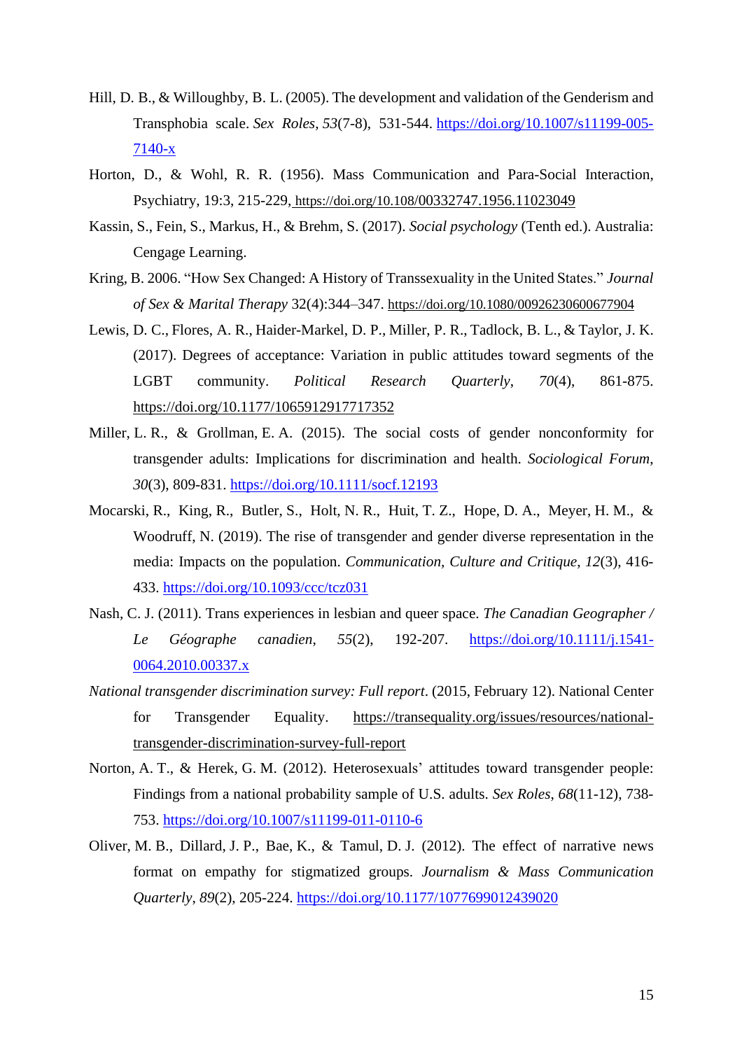Hill, D. B., & Willoughby, B. L. (2005). The development and validation of the Genderism and Transphobia scale. *Sex Roles*, *53*(7-8), 531-544. https://doi.org/10.1007/s11199-005-7140-x

Horton, D., & Wohl, R. R. (1956). Mass Communication and Para-Social Interaction, Psychiatry, 19:3, 215-229, https://doi.org/10.108/00332747.1956.11023049

Kassin, S., Fein, S., Markus, H., & Brehm, S. (2017). *Social psychology* (Tenth ed.). Australia: Cengage Learning.

Kring, B. 2006. "How Sex Changed: A History of Transsexuality in the United States." *Journal of Sex & Marital Therapy* 32(4):344–347. https://doi.org/10.1080/00926230600677904

Lewis, D. C., Flores, A. R., Haider-Markel, D. P., Miller, P. R., Tadlock, B. L., & Taylor, J. K. (2017). Degrees of acceptance: Variation in public attitudes toward segments of the LGBT community. *Political Research Quarterly*, *70*(4), 861-875. https://doi.org/10.1177/1065912917717352

Miller, L. R., & Grollman, E. A. (2015). The social costs of gender nonconformity for transgender adults: Implications for discrimination and health. *Sociological Forum*, *30*(3), 809-831. https://doi.org/10.1111/socf.12193

Mocarski, R., King, R., Butler, S., Holt, N. R., Huit, T. Z., Hope, D. A., Meyer, H. M., & Woodruff, N. (2019). The rise of transgender and gender diverse representation in the media: Impacts on the population. *Communication, Culture and Critique*, *12*(3), 416-433. https://doi.org/10.1093/ccc/tcz031

Nash, C. J. (2011). Trans experiences in lesbian and queer space. *The Canadian Geographer / Le Géographe canadien*, *55*(2), 192-207. https://doi.org/10.1111/j.1541-0064.2010.00337.x

*National transgender discrimination survey: Full report*. (2015, February 12). National Center for Transgender Equality. https://transequality.org/issues/resources/national-transgender-discrimination-survey-full-report

Norton, A. T., & Herek, G. M. (2012). Heterosexuals' attitudes toward transgender people: Findings from a national probability sample of U.S. adults. *Sex Roles*, *68*(11-12), 738-753. https://doi.org/10.1007/s11199-011-0110-6

Oliver, M. B., Dillard, J. P., Bae, K., & Tamul, D. J. (2012). The effect of narrative news format on empathy for stigmatized groups. *Journalism & Mass Communication Quarterly*, *89*(2), 205-224. https://doi.org/10.1177/1077699012439020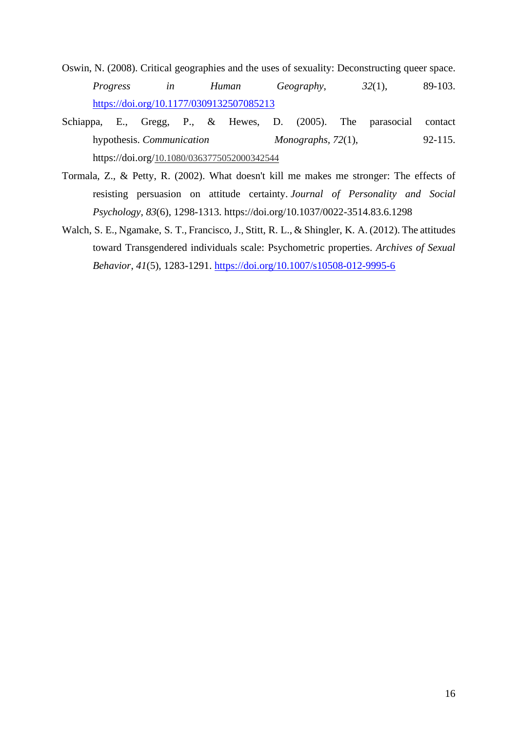Oswin, N. (2008). Critical geographies and the uses of sexuality: Deconstructing queer space. *Progress in Human Geography*, *32*(1), 89-103. https://doi.org/10.1177/0309132507085213

Schiappa, E., Gregg, P., & Hewes, D. (2005). The parasocial contact hypothesis. *Communication Monographs*, *72*(1), 92-115. https://doi.org/10.1080/0363775052000342544

Tormala, Z., & Petty, R. (2002). What doesn't kill me makes me stronger: The effects of resisting persuasion on attitude certainty. *Journal of Personality and Social Psychology*, *83*(6), 1298-1313. https://doi.org/10.1037/0022-3514.83.6.1298

Walch, S. E., Ngamake, S. T., Francisco, J., Stitt, R. L., & Shingler, K. A. (2012). The attitudes toward Transgendered individuals scale: Psychometric properties. *Archives of Sexual Behavior*, *41*(5), 1283-1291. https://doi.org/10.1007/s10508-012-9995-6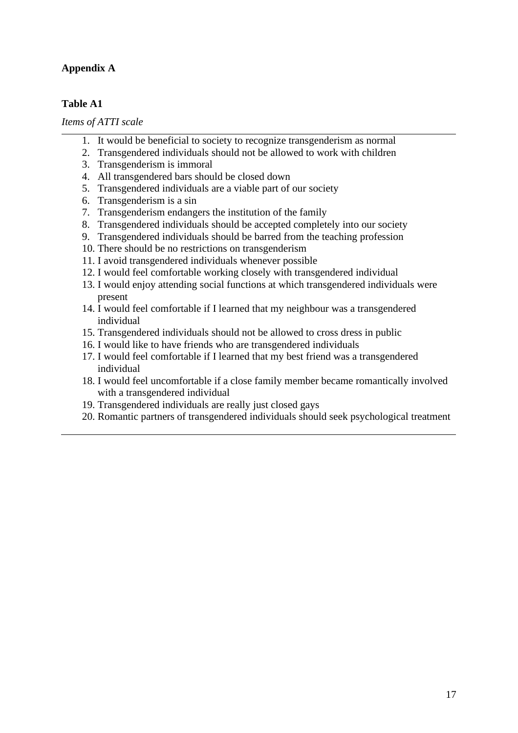**Appendix A**

**Table A1**

*Items of ATTI scale*

1. It would be beneficial to society to recognize transgenderism as normal
2. Transgendered individuals should not be allowed to work with children
3. Transgenderism is immoral
4. All transgendered bars should be closed down
5. Transgendered individuals are a viable part of our society
6. Transgenderism is a sin
7. Transgenderism endangers the institution of the family
8. Transgendered individuals should be accepted completely into our society
9. Transgendered individuals should be barred from the teaching profession
10. There should be no restrictions on transgenderism
11. I avoid transgendered individuals whenever possible
12. I would feel comfortable working closely with transgendered individual
13. I would enjoy attending social functions at which transgendered individuals were present
14. I would feel comfortable if I learned that my neighbour was a transgendered individual
15. Transgendered individuals should not be allowed to cross dress in public
16. I would like to have friends who are transgendered individuals
17. I would feel comfortable if I learned that my best friend was a transgendered individual
18. I would feel uncomfortable if a close family member became romantically involved with a transgendered individual
19. Transgendered individuals are really just closed gays
20. Romantic partners of transgendered individuals should seek psychological treatment